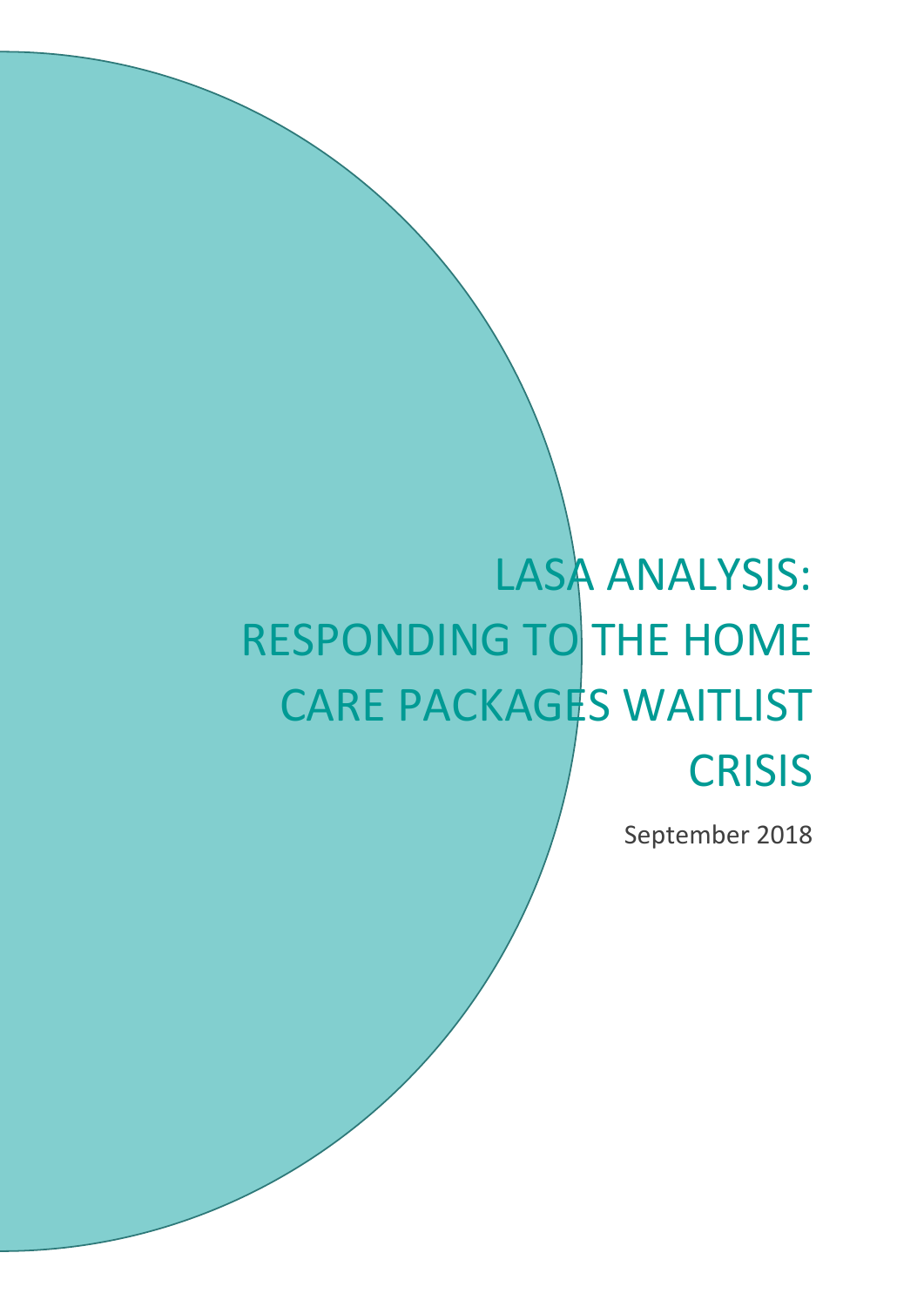# LASA ANALYSIS: RESPONDING TO THE HOME CARE PACKAGES WAITLIST CRISIS

September 2018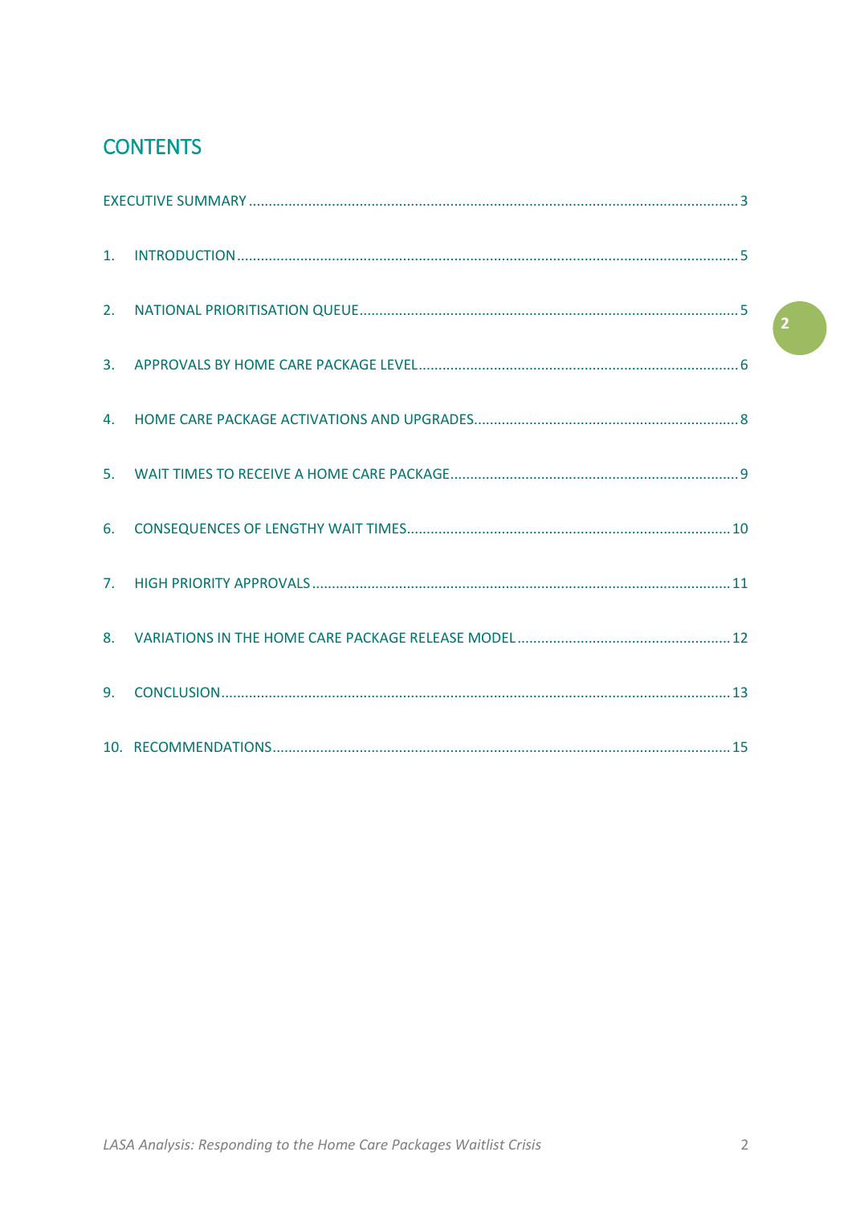## CONTENTS

EXECUTIVE SUMMARY ........................................................................................................................ 3

1. INTRODUCTION ............................................................................................................................ 5

2. NATIONAL PRIORITISATION QUEUE ............................................................................................ 5

3. APPROVALS BY HOME CARE PACKAGE LEVEL ............................................................................. 6

4. HOME CARE PACKAGE ACTIVATIONS AND UPGRADES ................................................................ 8

5. WAIT TIMES TO RECEIVE A HOME CARE PACKAGE ...................................................................... 9

6. CONSEQUENCES OF LENGTHY WAIT TIMES ............................................................................... 10

7. HIGH PRIORITY APPROVALS ....................................................................................................... 11

8. VARIATIONS IN THE HOME CARE PACKAGE RELEASE MODEL .................................................... 12

9. CONCLUSION .............................................................................................................................. 13

10. RECOMMENDATIONS ................................................................................................................. 15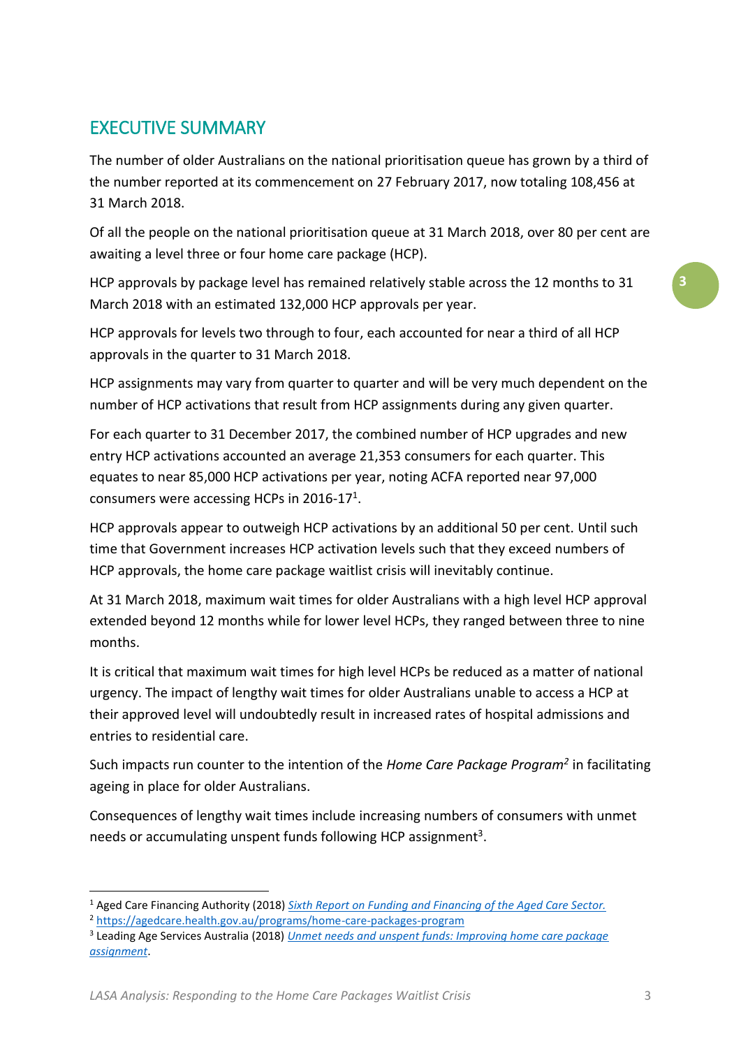## EXECUTIVE SUMMARY

The number of older Australians on the national prioritisation queue has grown by a third of the number reported at its commencement on 27 February 2017, now totaling 108,456 at 31 March 2018.

Of all the people on the national prioritisation queue at 31 March 2018, over 80 per cent are awaiting a level three or four home care package (HCP).

HCP approvals by package level has remained relatively stable across the 12 months to 31 March 2018 with an estimated 132,000 HCP approvals per year.

HCP approvals for levels two through to four, each accounted for near a third of all HCP approvals in the quarter to 31 March 2018.

HCP assignments may vary from quarter to quarter and will be very much dependent on the number of HCP activations that result from HCP assignments during any given quarter.

For each quarter to 31 December 2017, the combined number of HCP upgrades and new entry HCP activations accounted an average 21,353 consumers for each quarter. This equates to near 85,000 HCP activations per year, noting ACFA reported near 97,000 consumers were accessing HCPs in 2016-17[1].

HCP approvals appear to outweigh HCP activations by an additional 50 per cent. Until such time that Government increases HCP activation levels such that they exceed numbers of HCP approvals, the home care package waitlist crisis will inevitably continue.

At 31 March 2018, maximum wait times for older Australians with a high level HCP approval extended beyond 12 months while for lower level HCPs, they ranged between three to nine months.

It is critical that maximum wait times for high level HCPs be reduced as a matter of national urgency. The impact of lengthy wait times for older Australians unable to access a HCP at their approved level will undoubtedly result in increased rates of hospital admissions and entries to residential care.

Such impacts run counter to the intention of the *Home Care Package Program*[2] in facilitating ageing in place for older Australians.

Consequences of lengthy wait times include increasing numbers of consumers with unmet needs or accumulating unspent funds following HCP assignment[3].

---

[1] Aged Care Financing Authority (2018) *Sixth Report on Funding and Financing of the Aged Care Sector.*

[2] https://agedcare.health.gov.au/programs/home-care-packages-program

[3] Leading Age Services Australia (2018) *Unmet needs and unspent funds: Improving home care package assignment*.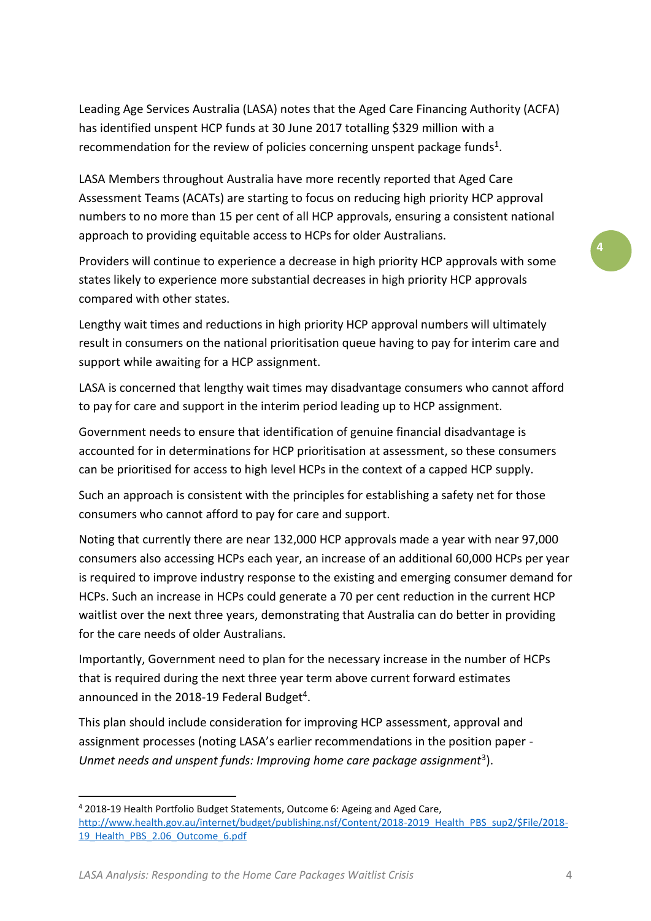Leading Age Services Australia (LASA) notes that the Aged Care Financing Authority (ACFA) has identified unspent HCP funds at 30 June 2017 totalling $329 million with a recommendation for the review of policies concerning unspent package funds[1].

LASA Members throughout Australia have more recently reported that Aged Care Assessment Teams (ACATs) are starting to focus on reducing high priority HCP approval numbers to no more than 15 per cent of all HCP approvals, ensuring a consistent national approach to providing equitable access to HCPs for older Australians.

Providers will continue to experience a decrease in high priority HCP approvals with some states likely to experience more substantial decreases in high priority HCP approvals compared with other states.

Lengthy wait times and reductions in high priority HCP approval numbers will ultimately result in consumers on the national prioritisation queue having to pay for interim care and support while awaiting for a HCP assignment.

LASA is concerned that lengthy wait times may disadvantage consumers who cannot afford to pay for care and support in the interim period leading up to HCP assignment.

Government needs to ensure that identification of genuine financial disadvantage is accounted for in determinations for HCP prioritisation at assessment, so these consumers can be prioritised for access to high level HCPs in the context of a capped HCP supply.

Such an approach is consistent with the principles for establishing a safety net for those consumers who cannot afford to pay for care and support.

Noting that currently there are near 132,000 HCP approvals made a year with near 97,000 consumers also accessing HCPs each year, an increase of an additional 60,000 HCPs per year is required to improve industry response to the existing and emerging consumer demand for HCPs. Such an increase in HCPs could generate a 70 per cent reduction in the current HCP waitlist over the next three years, demonstrating that Australia can do better in providing for the care needs of older Australians.

Importantly, Government need to plan for the necessary increase in the number of HCPs that is required during the next three year term above current forward estimates announced in the 2018-19 Federal Budget[4].

This plan should include consideration for improving HCP assessment, approval and assignment processes (noting LASA's earlier recommendations in the position paper - *Unmet needs and unspent funds: Improving home care package assignment*[3]).

---

[4] 2018-19 Health Portfolio Budget Statements, Outcome 6: Ageing and Aged Care, http://www.health.gov.au/internet/budget/publishing.nsf/Content/2018-2019_Health_PBS_sup2/$File/2018-19_Health_PBS_2.06_Outcome_6.pdf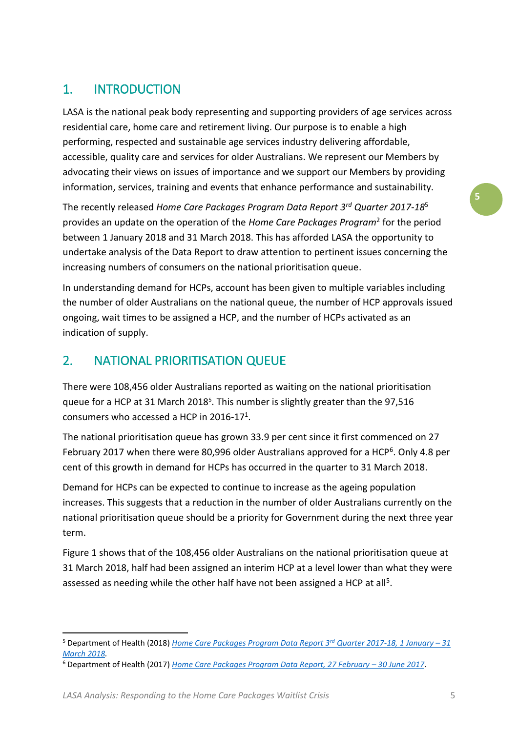## 1. INTRODUCTION

LASA is the national peak body representing and supporting providers of age services across residential care, home care and retirement living. Our purpose is to enable a high performing, respected and sustainable age services industry delivering affordable, accessible, quality care and services for older Australians. We represent our Members by advocating their views on issues of importance and we support our Members by providing information, services, training and events that enhance performance and sustainability.

The recently released *Home Care Packages Program Data Report 3rd Quarter 2017-18*[5] provides an update on the operation of the *Home Care Packages Program*[2] for the period between 1 January 2018 and 31 March 2018. This has afforded LASA the opportunity to undertake analysis of the Data Report to draw attention to pertinent issues concerning the increasing numbers of consumers on the national prioritisation queue.

In understanding demand for HCPs, account has been given to multiple variables including the number of older Australians on the national queue, the number of HCP approvals issued ongoing, wait times to be assigned a HCP, and the number of HCPs activated as an indication of supply.

## 2. NATIONAL PRIORITISATION QUEUE

There were 108,456 older Australians reported as waiting on the national prioritisation queue for a HCP at 31 March 2018[5]. This number is slightly greater than the 97,516 consumers who accessed a HCP in 2016-17[1].

The national prioritisation queue has grown 33.9 per cent since it first commenced on 27 February 2017 when there were 80,996 older Australians approved for a HCP[6]. Only 4.8 per cent of this growth in demand for HCPs has occurred in the quarter to 31 March 2018.

Demand for HCPs can be expected to continue to increase as the ageing population increases. This suggests that a reduction in the number of older Australians currently on the national prioritisation queue should be a priority for Government during the next three year term.

Figure 1 shows that of the 108,456 older Australians on the national prioritisation queue at 31 March 2018, half had been assigned an interim HCP at a level lower than what they were assessed as needing while the other half have not been assigned a HCP at all[5].

---

[5] Department of Health (2018) *Home Care Packages Program Data Report 3rd Quarter 2017-18, 1 January – 31 March 2018*.

[6] Department of Health (2017) *Home Care Packages Program Data Report, 27 February – 30 June 2017*.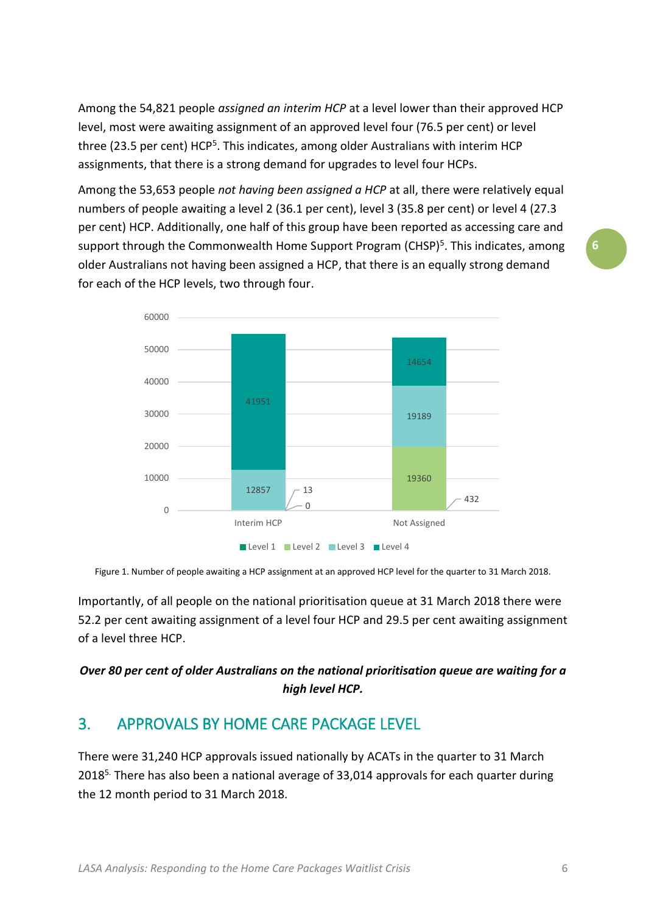Among the 54,821 people *assigned an interim HCP* at a level lower than their approved HCP level, most were awaiting assignment of an approved level four (76.5 per cent) or level three (23.5 per cent) HCP[5]. This indicates, among older Australians with interim HCP assignments, that there is a strong demand for upgrades to level four HCPs.

Among the 53,653 people *not having been assigned a HCP* at all, there were relatively equal numbers of people awaiting a level 2 (36.1 per cent), level 3 (35.8 per cent) or level 4 (27.3 per cent) HCP. Additionally, one half of this group have been reported as accessing care and support through the Commonwealth Home Support Program (CHSP)[5]. This indicates, among older Australians not having been assigned a HCP, that there is an equally strong demand for each of the HCP levels, two through four.

| | Level 1 | Level 2 | Level 3 | Level 4 |
|---|---|---|---|---|
| Interim HCP | 0 | 13 | 12857 | 41951 |
| Not Assigned | 432 | 19360 | 19189 | 14654 |

Figure 1. Number of people awaiting a HCP assignment at an approved HCP level for the quarter to 31 March 2018.

Importantly, of all people on the national prioritisation queue at 31 March 2018 there were 52.2 per cent awaiting assignment of a level four HCP and 29.5 per cent awaiting assignment of a level three HCP.

***Over 80 per cent of older Australians on the national prioritisation queue are waiting for a high level HCP.***

## 3. APPROVALS BY HOME CARE PACKAGE LEVEL

There were 31,240 HCP approvals issued nationally by ACATs in the quarter to 31 March 2018[5]. There has also been a national average of 33,014 approvals for each quarter during the 12 month period to 31 March 2018.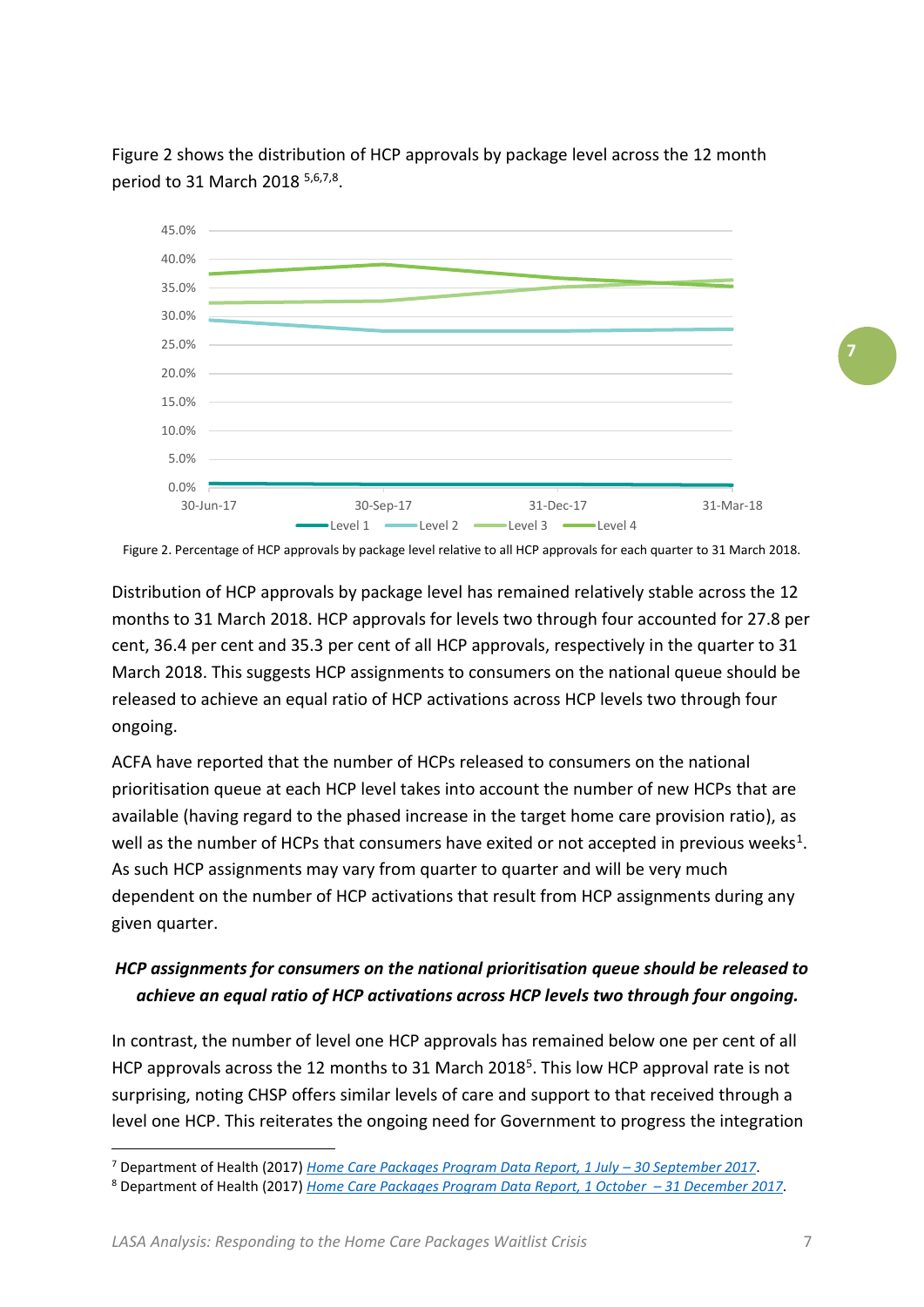Figure 2 shows the distribution of HCP approvals by package level across the 12 month period to 31 March 2018 [5,6,7,8].

Figure 2. Percentage of HCP approvals by package level relative to all HCP approvals for each quarter to 31 March 2018.

Distribution of HCP approvals by package level has remained relatively stable across the 12 months to 31 March 2018. HCP approvals for levels two through four accounted for 27.8 per cent, 36.4 per cent and 35.3 per cent of all HCP approvals, respectively in the quarter to 31 March 2018. This suggests HCP assignments to consumers on the national queue should be released to achieve an equal ratio of HCP activations across HCP levels two through four ongoing.

ACFA have reported that the number of HCPs released to consumers on the national prioritisation queue at each HCP level takes into account the number of new HCPs that are available (having regard to the phased increase in the target home care provision ratio), as well as the number of HCPs that consumers have exited or not accepted in previous weeks[1]. As such HCP assignments may vary from quarter to quarter and will be very much dependent on the number of HCP activations that result from HCP assignments during any given quarter.

***HCP assignments for consumers on the national prioritisation queue should be released to achieve an equal ratio of HCP activations across HCP levels two through four ongoing.***

In contrast, the number of level one HCP approvals has remained below one per cent of all HCP approvals across the 12 months to 31 March 2018[5]. This low HCP approval rate is not surprising, noting CHSP offers similar levels of care and support to that received through a level one HCP. This reiterates the ongoing need for Government to progress the integration

[7] Department of Health (2017) *Home Care Packages Program Data Report, 1 July – 30 September 2017*.

[8] Department of Health (2017) *Home Care Packages Program Data Report, 1 October – 31 December 2017*.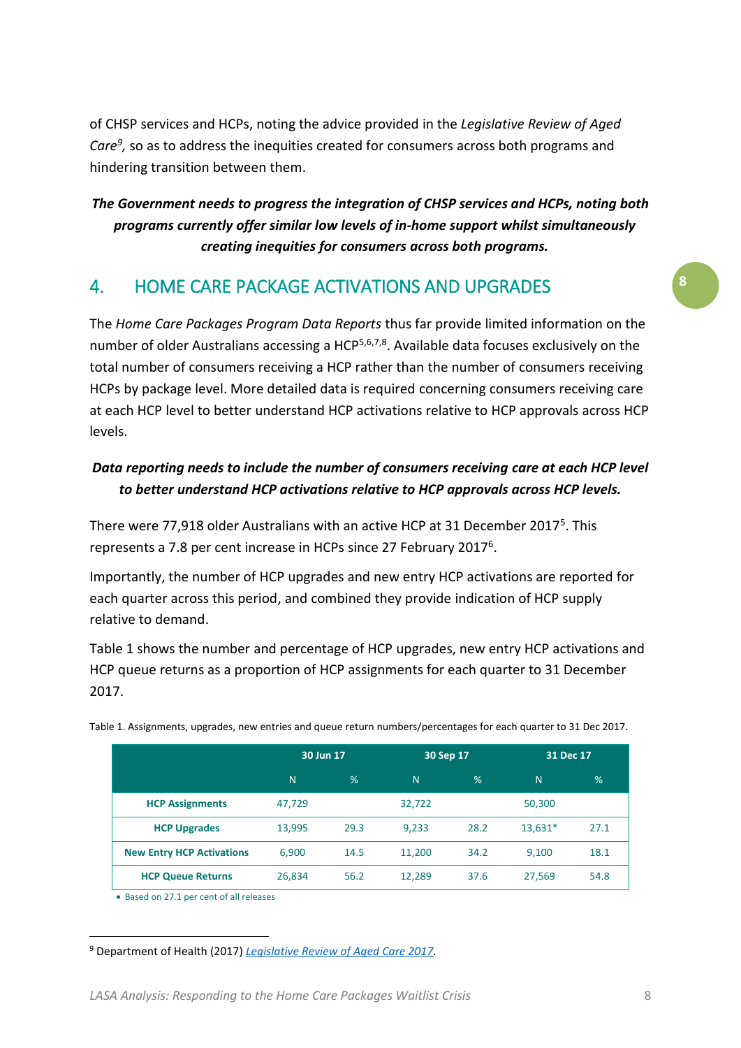of CHSP services and HCPs, noting the advice provided in the *Legislative Review of Aged Care*[9], so as to address the inequities created for consumers across both programs and hindering transition between them.

***The Government needs to progress the integration of CHSP services and HCPs, noting both programs currently offer similar low levels of in-home support whilst simultaneously creating inequities for consumers across both programs.***

## 4. HOME CARE PACKAGE ACTIVATIONS AND UPGRADES

The *Home Care Packages Program Data Reports* thus far provide limited information on the number of older Australians accessing a HCP[5,6,7,8]. Available data focuses exclusively on the total number of consumers receiving a HCP rather than the number of consumers receiving HCPs by package level. More detailed data is required concerning consumers receiving care at each HCP level to better understand HCP activations relative to HCP approvals across HCP levels.

***Data reporting needs to include the number of consumers receiving care at each HCP level to better understand HCP activations relative to HCP approvals across HCP levels.***

There were 77,918 older Australians with an active HCP at 31 December 2017[5]. This represents a 7.8 per cent increase in HCPs since 27 February 2017[6].

Importantly, the number of HCP upgrades and new entry HCP activations are reported for each quarter across this period, and combined they provide indication of HCP supply relative to demand.

Table 1 shows the number and percentage of HCP upgrades, new entry HCP activations and HCP queue returns as a proportion of HCP assignments for each quarter to 31 December 2017.

Table 1. Assignments, upgrades, new entries and queue return numbers/percentages for each quarter to 31 Dec 2017.

| | 30 Jun 17 | | 30 Sep 17 | | 31 Dec 17 | |
|---|---|---|---|---|---|---|
| | N | % | N | % | N | % |
| **HCP Assignments** | 47,729 | | 32,722 | | 50,300 | |
| **HCP Upgrades** | 13,995 | 29.3 | 9,233 | 28.2 | 13,631* | 27.1 |
| **New Entry HCP Activations** | 6,900 | 14.5 | 11,200 | 34.2 | 9,100 | 18.1 |
| **HCP Queue Returns** | 26,834 | 56.2 | 12,289 | 37.6 | 27,569 | 54.8 |

- Based on 27.1 per cent of all releases

[9] Department of Health (2017) *Legislative Review of Aged Care 2017*.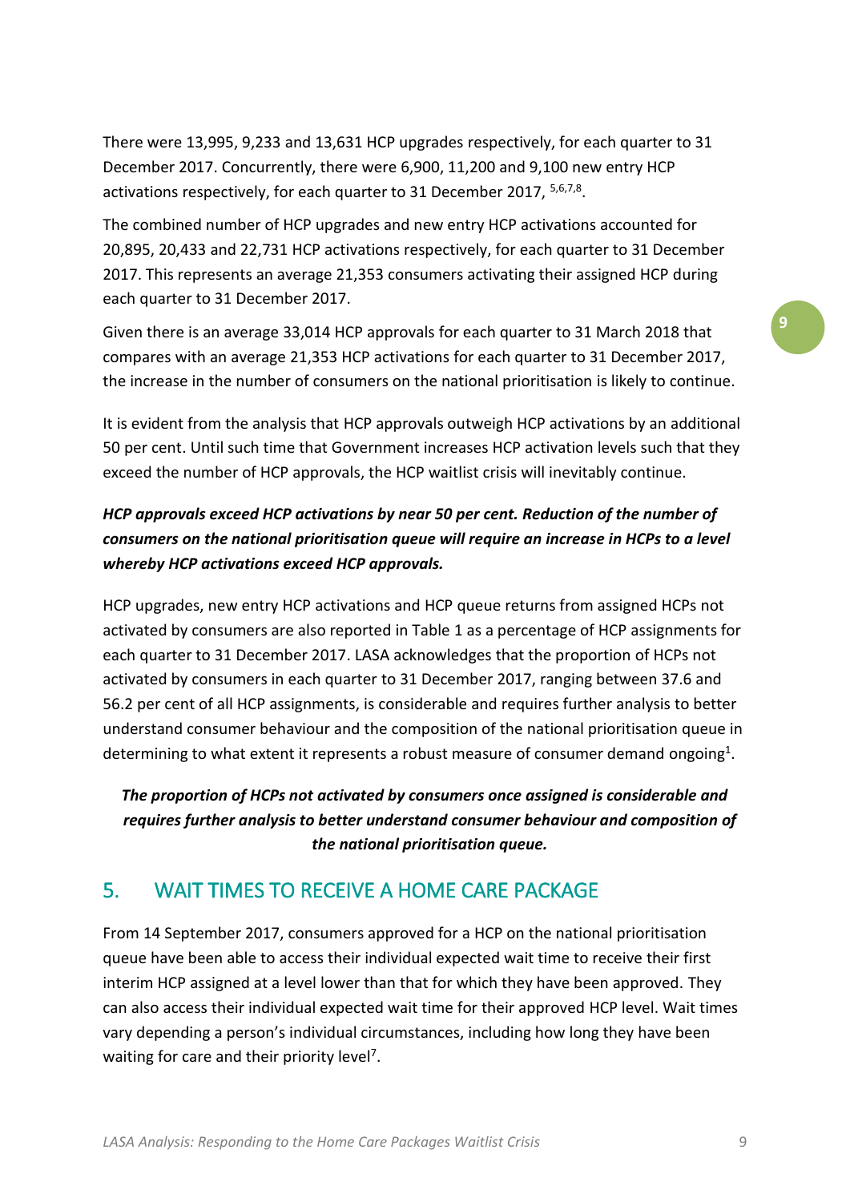There were 13,995, 9,233 and 13,631 HCP upgrades respectively, for each quarter to 31 December 2017. Concurrently, there were 6,900, 11,200 and 9,100 new entry HCP activations respectively, for each quarter to 31 December 2017, [5,6,7,8].

The combined number of HCP upgrades and new entry HCP activations accounted for 20,895, 20,433 and 22,731 HCP activations respectively, for each quarter to 31 December 2017. This represents an average 21,353 consumers activating their assigned HCP during each quarter to 31 December 2017.

Given there is an average 33,014 HCP approvals for each quarter to 31 March 2018 that compares with an average 21,353 HCP activations for each quarter to 31 December 2017, the increase in the number of consumers on the national prioritisation is likely to continue.

It is evident from the analysis that HCP approvals outweigh HCP activations by an additional 50 per cent. Until such time that Government increases HCP activation levels such that they exceed the number of HCP approvals, the HCP waitlist crisis will inevitably continue.

***HCP approvals exceed HCP activations by near 50 per cent. Reduction of the number of consumers on the national prioritisation queue will require an increase in HCPs to a level whereby HCP activations exceed HCP approvals.***

HCP upgrades, new entry HCP activations and HCP queue returns from assigned HCPs not activated by consumers are also reported in Table 1 as a percentage of HCP assignments for each quarter to 31 December 2017. LASA acknowledges that the proportion of HCPs not activated by consumers in each quarter to 31 December 2017, ranging between 37.6 and 56.2 per cent of all HCP assignments, is considerable and requires further analysis to better understand consumer behaviour and the composition of the national prioritisation queue in determining to what extent it represents a robust measure of consumer demand ongoing[1].

***The proportion of HCPs not activated by consumers once assigned is considerable and requires further analysis to better understand consumer behaviour and composition of the national prioritisation queue.***

## 5. WAIT TIMES TO RECEIVE A HOME CARE PACKAGE

From 14 September 2017, consumers approved for a HCP on the national prioritisation queue have been able to access their individual expected wait time to receive their first interim HCP assigned at a level lower than that for which they have been approved. They can also access their individual expected wait time for their approved HCP level. Wait times vary depending a person's individual circumstances, including how long they have been waiting for care and their priority level[7].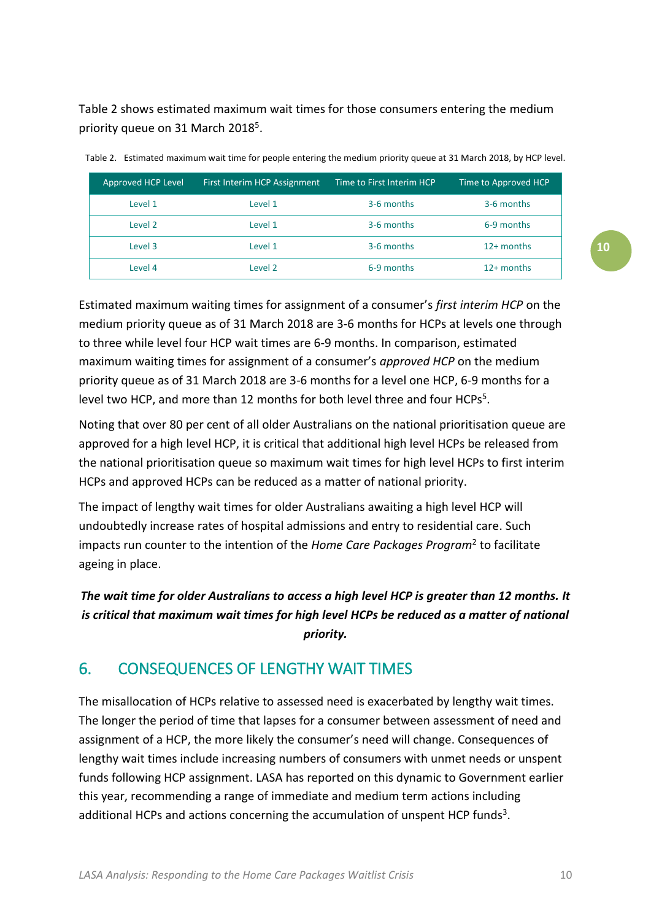Table 2 shows estimated maximum wait times for those consumers entering the medium priority queue on 31 March 2018[5].

Table 2. Estimated maximum wait time for people entering the medium priority queue at 31 March 2018, by HCP level.

| Approved HCP Level | First Interim HCP Assignment | Time to First Interim HCP | Time to Approved HCP |
|---|---|---|---|
| Level 1 | Level 1 | 3-6 months | 3-6 months |
| Level 2 | Level 1 | 3-6 months | 6-9 months |
| Level 3 | Level 1 | 3-6 months | 12+ months |
| Level 4 | Level 2 | 6-9 months | 12+ months |

Estimated maximum waiting times for assignment of a consumer's *first interim HCP* on the medium priority queue as of 31 March 2018 are 3-6 months for HCPs at levels one through to three while level four HCP wait times are 6-9 months. In comparison, estimated maximum waiting times for assignment of a consumer's *approved HCP* on the medium priority queue as of 31 March 2018 are 3-6 months for a level one HCP, 6-9 months for a level two HCP, and more than 12 months for both level three and four HCPs[5].

Noting that over 80 per cent of all older Australians on the national prioritisation queue are approved for a high level HCP, it is critical that additional high level HCPs be released from the national prioritisation queue so maximum wait times for high level HCPs to first interim HCPs and approved HCPs can be reduced as a matter of national priority.

The impact of lengthy wait times for older Australians awaiting a high level HCP will undoubtedly increase rates of hospital admissions and entry to residential care. Such impacts run counter to the intention of the *Home Care Packages Program*[2] to facilitate ageing in place.

***The wait time for older Australians to access a high level HCP is greater than 12 months. It is critical that maximum wait times for high level HCPs be reduced as a matter of national priority.***

## 6. CONSEQUENCES OF LENGTHY WAIT TIMES

The misallocation of HCPs relative to assessed need is exacerbated by lengthy wait times. The longer the period of time that lapses for a consumer between assessment of need and assignment of a HCP, the more likely the consumer's need will change. Consequences of lengthy wait times include increasing numbers of consumers with unmet needs or unspent funds following HCP assignment. LASA has reported on this dynamic to Government earlier this year, recommending a range of immediate and medium term actions including additional HCPs and actions concerning the accumulation of unspent HCP funds[3].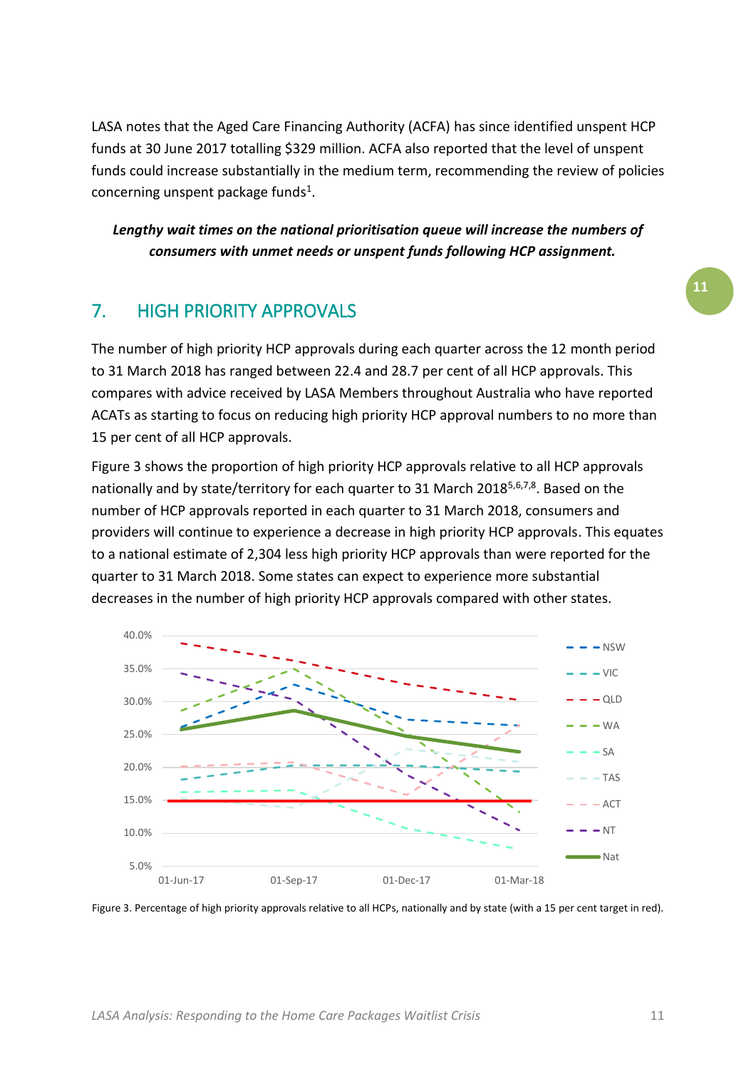LASA notes that the Aged Care Financing Authority (ACFA) has since identified unspent HCP funds at 30 June 2017 totalling $329 million. ACFA also reported that the level of unspent funds could increase substantially in the medium term, recommending the review of policies concerning unspent package funds[1].

***Lengthy wait times on the national prioritisation queue will increase the numbers of consumers with unmet needs or unspent funds following HCP assignment.***

## 7. HIGH PRIORITY APPROVALS

The number of high priority HCP approvals during each quarter across the 12 month period to 31 March 2018 has ranged between 22.4 and 28.7 per cent of all HCP approvals. This compares with advice received by LASA Members throughout Australia who have reported ACATs as starting to focus on reducing high priority HCP approval numbers to no more than 15 per cent of all HCP approvals.

Figure 3 shows the proportion of high priority HCP approvals relative to all HCP approvals nationally and by state/territory for each quarter to 31 March 2018[5,6,7,8]. Based on the number of HCP approvals reported in each quarter to 31 March 2018, consumers and providers will continue to experience a decrease in high priority HCP approvals. This equates to a national estimate of 2,304 less high priority HCP approvals than were reported for the quarter to 31 March 2018. Some states can expect to experience more substantial decreases in the number of high priority HCP approvals compared with other states.

Figure 3. Percentage of high priority approvals relative to all HCPs, nationally and by state (with a 15 per cent target in red).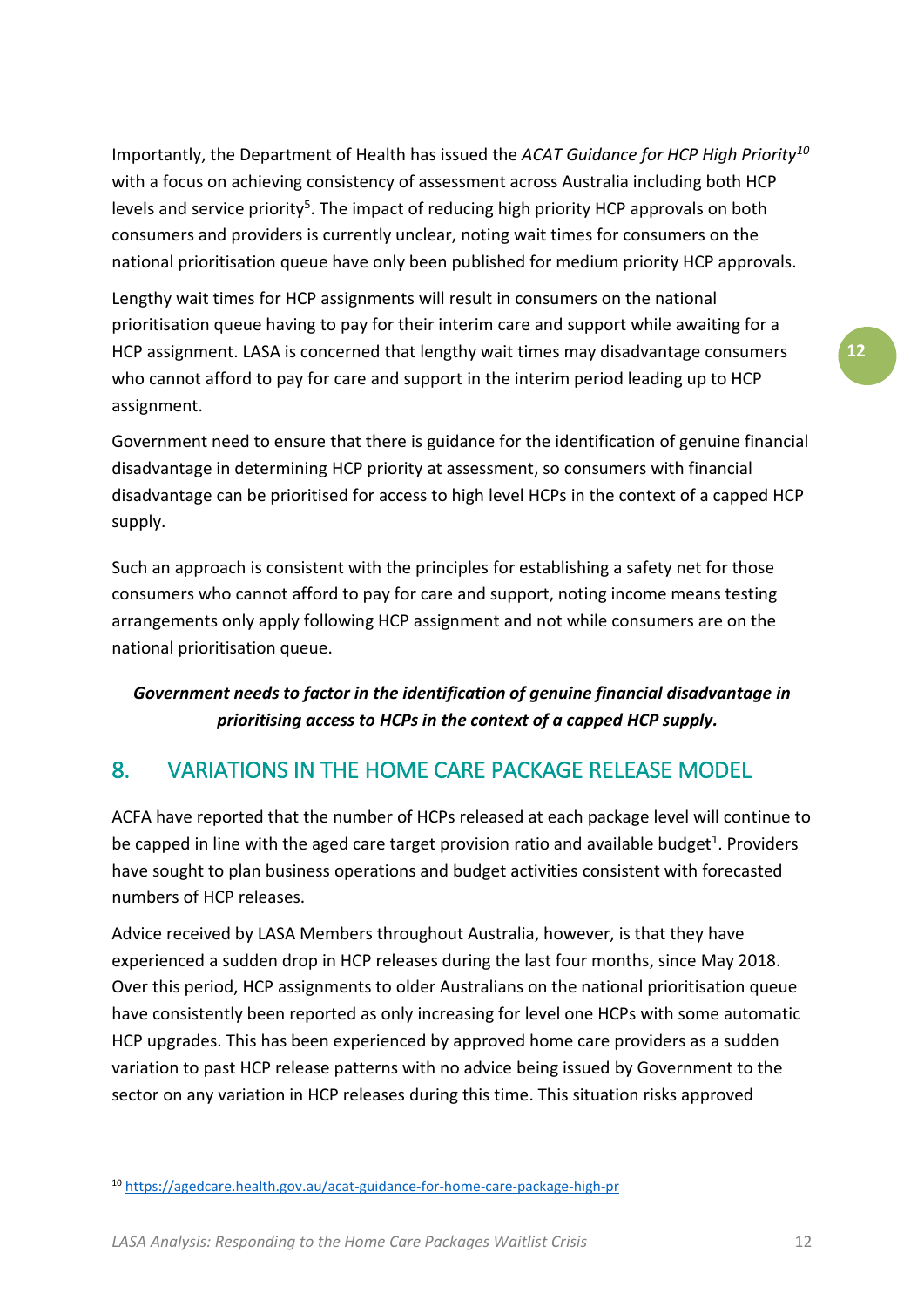Importantly, the Department of Health has issued the *ACAT Guidance for HCP High Priority*[10] with a focus on achieving consistency of assessment across Australia including both HCP levels and service priority[5]. The impact of reducing high priority HCP approvals on both consumers and providers is currently unclear, noting wait times for consumers on the national prioritisation queue have only been published for medium priority HCP approvals.

Lengthy wait times for HCP assignments will result in consumers on the national prioritisation queue having to pay for their interim care and support while awaiting for a HCP assignment. LASA is concerned that lengthy wait times may disadvantage consumers who cannot afford to pay for care and support in the interim period leading up to HCP assignment.

Government need to ensure that there is guidance for the identification of genuine financial disadvantage in determining HCP priority at assessment, so consumers with financial disadvantage can be prioritised for access to high level HCPs in the context of a capped HCP supply.

Such an approach is consistent with the principles for establishing a safety net for those consumers who cannot afford to pay for care and support, noting income means testing arrangements only apply following HCP assignment and not while consumers are on the national prioritisation queue.

***Government needs to factor in the identification of genuine financial disadvantage in prioritising access to HCPs in the context of a capped HCP supply.***

## 8. VARIATIONS IN THE HOME CARE PACKAGE RELEASE MODEL

ACFA have reported that the number of HCPs released at each package level will continue to be capped in line with the aged care target provision ratio and available budget[1]. Providers have sought to plan business operations and budget activities consistent with forecasted numbers of HCP releases.

Advice received by LASA Members throughout Australia, however, is that they have experienced a sudden drop in HCP releases during the last four months, since May 2018. Over this period, HCP assignments to older Australians on the national prioritisation queue have consistently been reported as only increasing for level one HCPs with some automatic HCP upgrades. This has been experienced by approved home care providers as a sudden variation to past HCP release patterns with no advice being issued by Government to the sector on any variation in HCP releases during this time. This situation risks approved

[10] https://agedcare.health.gov.au/acat-guidance-for-home-care-package-high-pr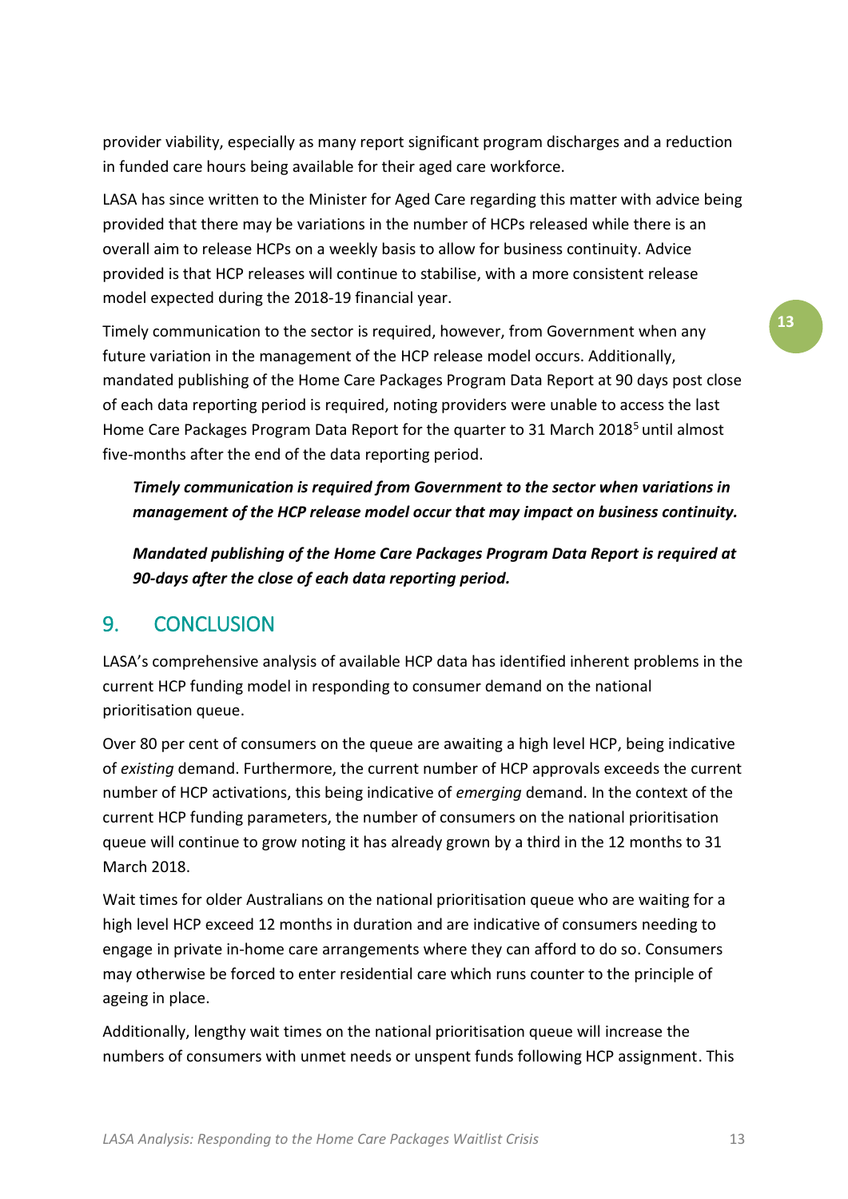provider viability, especially as many report significant program discharges and a reduction in funded care hours being available for their aged care workforce.

LASA has since written to the Minister for Aged Care regarding this matter with advice being provided that there may be variations in the number of HCPs released while there is an overall aim to release HCPs on a weekly basis to allow for business continuity. Advice provided is that HCP releases will continue to stabilise, with a more consistent release model expected during the 2018-19 financial year.

Timely communication to the sector is required, however, from Government when any future variation in the management of the HCP release model occurs. Additionally, mandated publishing of the Home Care Packages Program Data Report at 90 days post close of each data reporting period is required, noting providers were unable to access the last Home Care Packages Program Data Report for the quarter to 31 March 2018[5] until almost five-months after the end of the data reporting period.

> ***Timely communication is required from Government to the sector when variations in management of the HCP release model occur that may impact on business continuity.***
>
> ***Mandated publishing of the Home Care Packages Program Data Report is required at 90-days after the close of each data reporting period.***

## 9. CONCLUSION

LASA's comprehensive analysis of available HCP data has identified inherent problems in the current HCP funding model in responding to consumer demand on the national prioritisation queue.

Over 80 per cent of consumers on the queue are awaiting a high level HCP, being indicative of *existing* demand. Furthermore, the current number of HCP approvals exceeds the current number of HCP activations, this being indicative of *emerging* demand. In the context of the current HCP funding parameters, the number of consumers on the national prioritisation queue will continue to grow noting it has already grown by a third in the 12 months to 31 March 2018.

Wait times for older Australians on the national prioritisation queue who are waiting for a high level HCP exceed 12 months in duration and are indicative of consumers needing to engage in private in-home care arrangements where they can afford to do so. Consumers may otherwise be forced to enter residential care which runs counter to the principle of ageing in place.

Additionally, lengthy wait times on the national prioritisation queue will increase the numbers of consumers with unmet needs or unspent funds following HCP assignment. This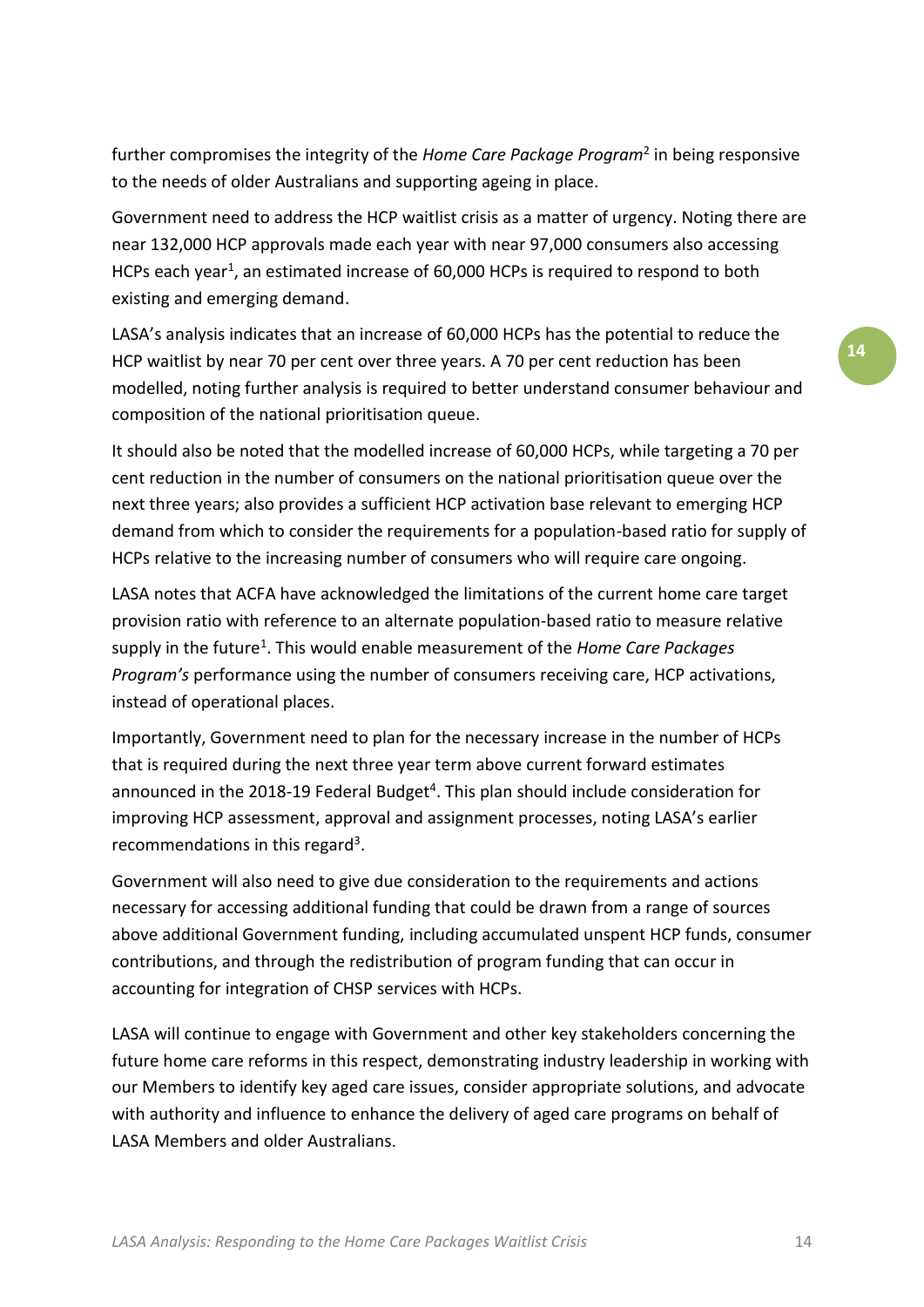further compromises the integrity of the *Home Care Package Program*[2] in being responsive to the needs of older Australians and supporting ageing in place.

Government need to address the HCP waitlist crisis as a matter of urgency. Noting there are near 132,000 HCP approvals made each year with near 97,000 consumers also accessing HCPs each year[1], an estimated increase of 60,000 HCPs is required to respond to both existing and emerging demand.

LASA's analysis indicates that an increase of 60,000 HCPs has the potential to reduce the HCP waitlist by near 70 per cent over three years. A 70 per cent reduction has been modelled, noting further analysis is required to better understand consumer behaviour and composition of the national prioritisation queue.

It should also be noted that the modelled increase of 60,000 HCPs, while targeting a 70 per cent reduction in the number of consumers on the national prioritisation queue over the next three years; also provides a sufficient HCP activation base relevant to emerging HCP demand from which to consider the requirements for a population-based ratio for supply of HCPs relative to the increasing number of consumers who will require care ongoing.

LASA notes that ACFA have acknowledged the limitations of the current home care target provision ratio with reference to an alternate population-based ratio to measure relative supply in the future[1]. This would enable measurement of the *Home Care Packages Program's* performance using the number of consumers receiving care, HCP activations, instead of operational places.

Importantly, Government need to plan for the necessary increase in the number of HCPs that is required during the next three year term above current forward estimates announced in the 2018-19 Federal Budget[4]. This plan should include consideration for improving HCP assessment, approval and assignment processes, noting LASA's earlier recommendations in this regard[3].

Government will also need to give due consideration to the requirements and actions necessary for accessing additional funding that could be drawn from a range of sources above additional Government funding, including accumulated unspent HCP funds, consumer contributions, and through the redistribution of program funding that can occur in accounting for integration of CHSP services with HCPs.

LASA will continue to engage with Government and other key stakeholders concerning the future home care reforms in this respect, demonstrating industry leadership in working with our Members to identify key aged care issues, consider appropriate solutions, and advocate with authority and influence to enhance the delivery of aged care programs on behalf of LASA Members and older Australians.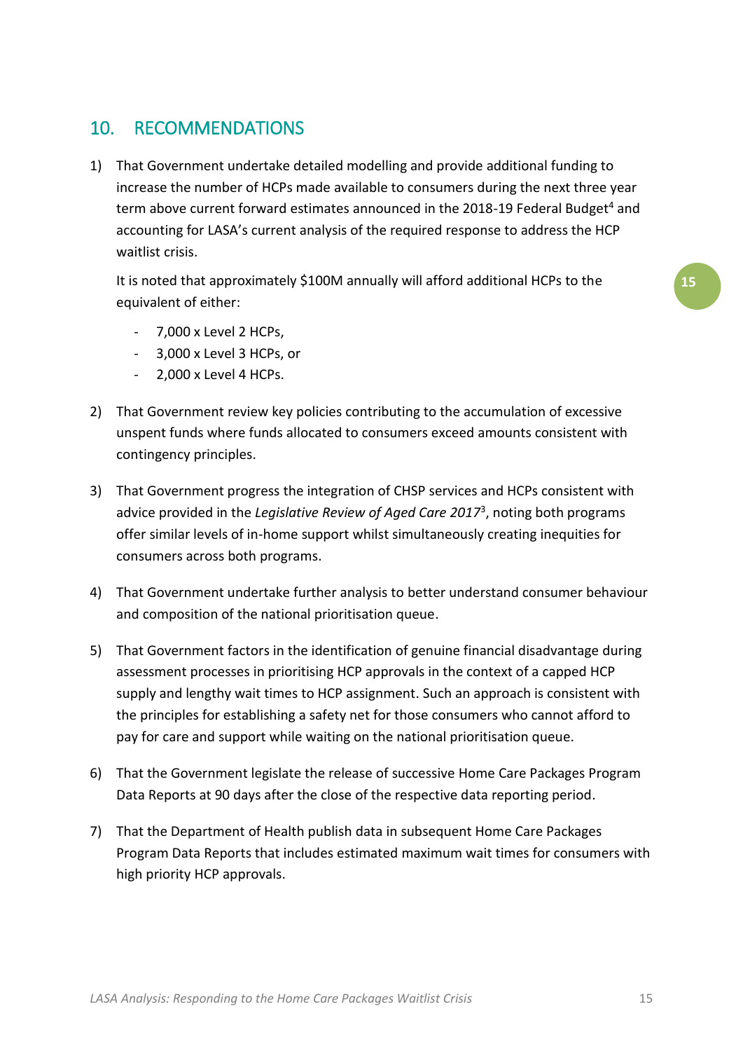## 10. RECOMMENDATIONS

1) That Government undertake detailed modelling and provide additional funding to increase the number of HCPs made available to consumers during the next three year term above current forward estimates announced in the 2018-19 Federal Budget[4] and accounting for LASA's current analysis of the required response to address the HCP waitlist crisis.

   It is noted that approximately $100M annually will afford additional HCPs to the equivalent of either:

   - 7,000 x Level 2 HCPs,
   - 3,000 x Level 3 HCPs, or
   - 2,000 x Level 4 HCPs.

2) That Government review key policies contributing to the accumulation of excessive unspent funds where funds allocated to consumers exceed amounts consistent with contingency principles.

3) That Government progress the integration of CHSP services and HCPs consistent with advice provided in the *Legislative Review of Aged Care 2017*[3], noting both programs offer similar levels of in-home support whilst simultaneously creating inequities for consumers across both programs.

4) That Government undertake further analysis to better understand consumer behaviour and composition of the national prioritisation queue.

5) That Government factors in the identification of genuine financial disadvantage during assessment processes in prioritising HCP approvals in the context of a capped HCP supply and lengthy wait times to HCP assignment. Such an approach is consistent with the principles for establishing a safety net for those consumers who cannot afford to pay for care and support while waiting on the national prioritisation queue.

6) That the Government legislate the release of successive Home Care Packages Program Data Reports at 90 days after the close of the respective data reporting period.

7) That the Department of Health publish data in subsequent Home Care Packages Program Data Reports that includes estimated maximum wait times for consumers with high priority HCP approvals.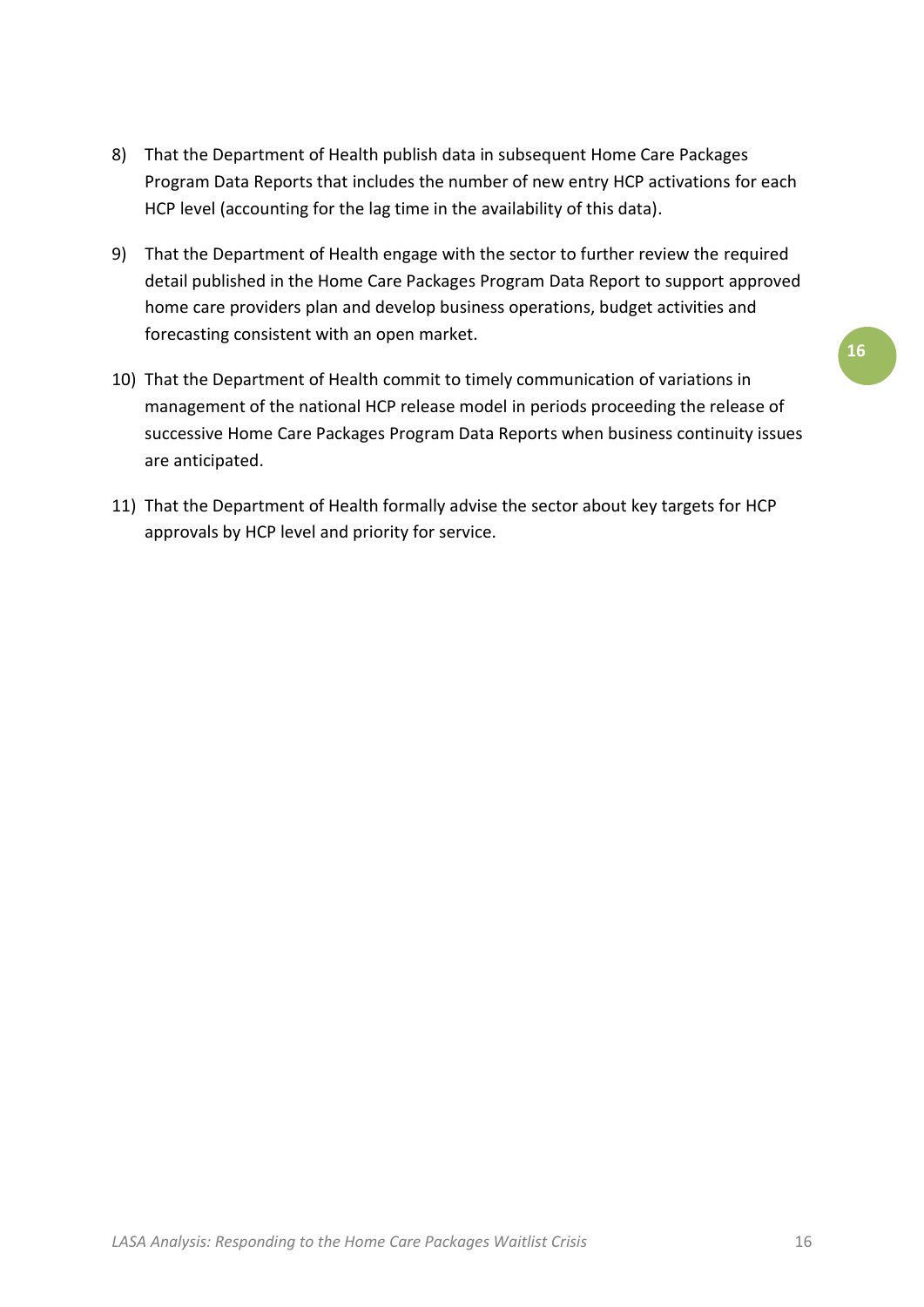8) That the Department of Health publish data in subsequent Home Care Packages Program Data Reports that includes the number of new entry HCP activations for each HCP level (accounting for the lag time in the availability of this data).

9) That the Department of Health engage with the sector to further review the required detail published in the Home Care Packages Program Data Report to support approved home care providers plan and develop business operations, budget activities and forecasting consistent with an open market.

10) That the Department of Health commit to timely communication of variations in management of the national HCP release model in periods proceeding the release of successive Home Care Packages Program Data Reports when business continuity issues are anticipated.

11) That the Department of Health formally advise the sector about key targets for HCP approvals by HCP level and priority for service.